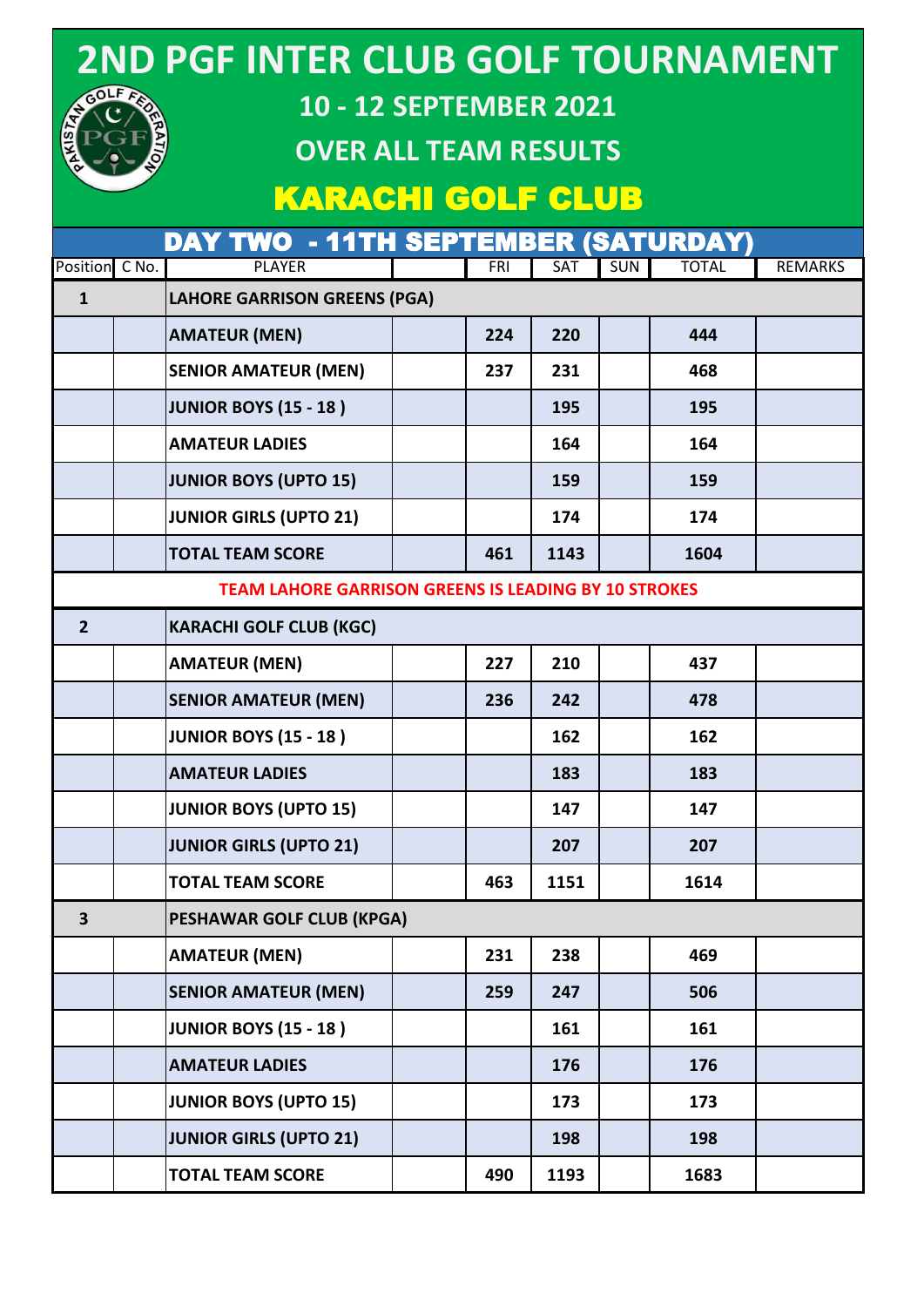# 2ND PGF INTER CLUB GOLF TOURNAMENT

## 10 - 12 SEPTEMBER 2021

## OVER ALL TEAM RESULTS

## KARACHI GOLF CLUB

### DAY TWO - 11TH SEPTEMBER (SATURDAY)

| Position | C No. | PLAYER | | FRI | SAT | SUN | TOTAL | REMARKS |
|---|---|---|---|---|---|---|---|---|
| **1** | | **LAHORE GARRISON GREENS (PGA)** | | | | | | |
| | | **AMATEUR (MEN)** | | **224** | **220** | | **444** | |
| | | **SENIOR AMATEUR (MEN)** | | **237** | **231** | | **468** | |
| | | **JUNIOR BOYS (15 - 18 )** | | | **195** | | **195** | |
| | | **AMATEUR LADIES** | | | **164** | | **164** | |
| | | **JUNIOR BOYS (UPTO 15)** | | | **159** | | **159** | |
| | | **JUNIOR GIRLS (UPTO 21)** | | | **174** | | **174** | |
| | | **TOTAL TEAM SCORE** | | **461** | **1143** | | **1604** | |
| | | **TEAM LAHORE GARRISON GREENS IS LEADING BY 10 STROKES** | | | | | | |
| **2** | | **KARACHI GOLF CLUB (KGC)** | | | | | | |
| | | **AMATEUR (MEN)** | | **227** | **210** | | **437** | |
| | | **SENIOR AMATEUR (MEN)** | | **236** | **242** | | **478** | |
| | | **JUNIOR BOYS (15 - 18 )** | | | **162** | | **162** | |
| | | **AMATEUR LADIES** | | | **183** | | **183** | |
| | | **JUNIOR BOYS (UPTO 15)** | | | **147** | | **147** | |
| | | **JUNIOR GIRLS (UPTO 21)** | | | **207** | | **207** | |
| | | **TOTAL TEAM SCORE** | | **463** | **1151** | | **1614** | |
| **3** | | **PESHAWAR GOLF CLUB (KPGA)** | | | | | | |
| | | **AMATEUR (MEN)** | | **231** | **238** | | **469** | |
| | | **SENIOR AMATEUR (MEN)** | | **259** | **247** | | **506** | |
| | | **JUNIOR BOYS (15 - 18 )** | | | **161** | | **161** | |
| | | **AMATEUR LADIES** | | | **176** | | **176** | |
| | | **JUNIOR BOYS (UPTO 15)** | | | **173** | | **173** | |
| | | **JUNIOR GIRLS (UPTO 21)** | | | **198** | | **198** | |
| | | **TOTAL TEAM SCORE** | | **490** | **1193** | | **1683** | |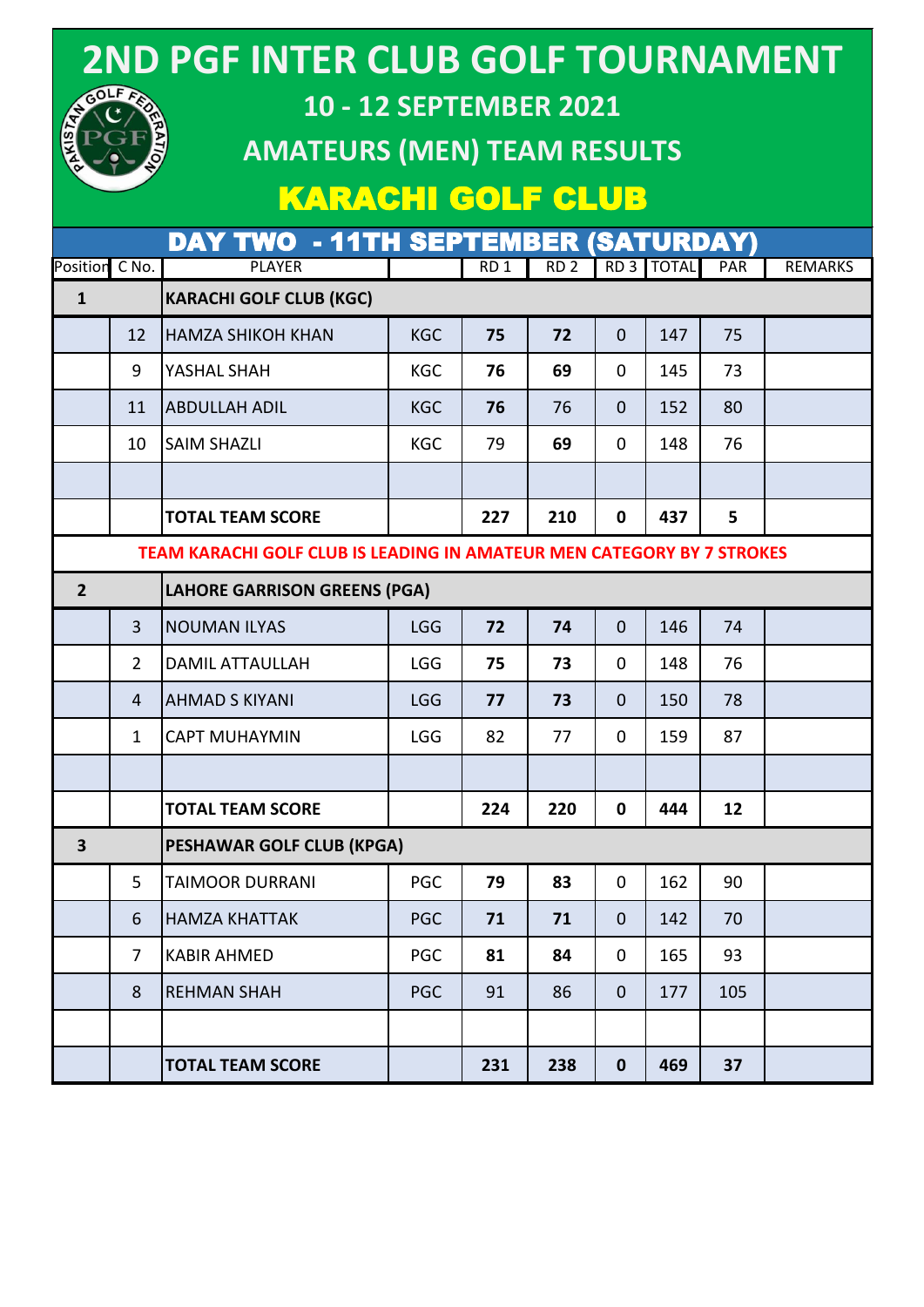# 2ND PGF INTER CLUB GOLF TOURNAMENT

## 10 - 12 SEPTEMBER 2021

## AMATEURS (MEN) TEAM RESULTS

## KARACHI GOLF CLUB

### DAY TWO - 11TH SEPTEMBER (SATURDAY)

| Position | C No. | PLAYER | | RD 1 | RD 2 | RD 3 | TOTAL | PAR | REMARKS |
|---|---|---|---|---|---|---|---|---|---|
| **1** | | **KARACHI GOLF CLUB (KGC)** | | | | | | | |
| | 12 | HAMZA SHIKOH KHAN | KGC | **75** | **72** | 0 | 147 | 75 | |
| | 9 | YASHAL SHAH | KGC | **76** | **69** | 0 | 145 | 73 | |
| | 11 | ABDULLAH ADIL | KGC | **76** | 76 | 0 | 152 | 80 | |
| | 10 | SAIM SHAZLI | KGC | 79 | **69** | 0 | 148 | 76 | |
| | | | | | | | | | |
| | | **TOTAL TEAM SCORE** | | **227** | **210** | **0** | **437** | **5** | |
| | | **TEAM KARACHI GOLF CLUB IS LEADING IN AMATEUR MEN CATEGORY BY 7 STROKES** | | | | | | | |
| **2** | | **LAHORE GARRISON GREENS (PGA)** | | | | | | | |
| | 3 | NOUMAN ILYAS | LGG | **72** | **74** | 0 | 146 | 74 | |
| | 2 | DAMIL ATTAULLAH | LGG | **75** | **73** | 0 | 148 | 76 | |
| | 4 | AHMAD S KIYANI | LGG | **77** | **73** | 0 | 150 | 78 | |
| | 1 | CAPT MUHAYMIN | LGG | 82 | 77 | 0 | 159 | 87 | |
| | | | | | | | | | |
| | | **TOTAL TEAM SCORE** | | **224** | **220** | **0** | **444** | **12** | |
| **3** | | **PESHAWAR GOLF CLUB (KPGA)** | | | | | | | |
| | 5 | TAIMOOR DURRANI | PGC | **79** | **83** | 0 | 162 | 90 | |
| | 6 | HAMZA KHATTAK | PGC | **71** | **71** | 0 | 142 | 70 | |
| | 7 | KABIR AHMED | PGC | **81** | **84** | 0 | 165 | 93 | |
| | 8 | REHMAN SHAH | PGC | 91 | 86 | 0 | 177 | 105 | |
| | | | | | | | | | |
| | | **TOTAL TEAM SCORE** | | **231** | **238** | **0** | **469** | **37** | |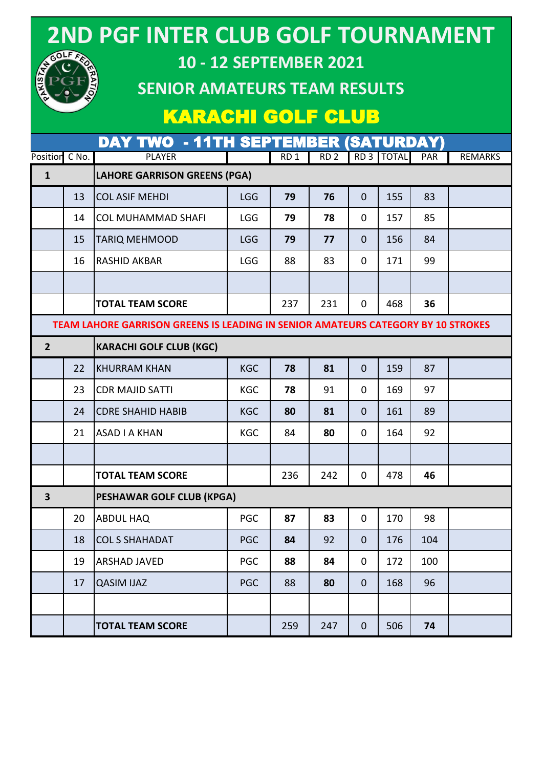# 2ND PGF INTER CLUB GOLF TOURNAMENT

## 10 - 12 SEPTEMBER 2021

## SENIOR AMATEURS TEAM RESULTS

## KARACHI GOLF CLUB

### DAY TWO - 11TH SEPTEMBER (SATURDAY)

| Position | C No. | PLAYER | | RD 1 | RD 2 | RD 3 | TOTAL | PAR | REMARKS |
|---|---|---|---|---|---|---|---|---|---|
| **1** | | **LAHORE GARRISON GREENS (PGA)** | | | | | | | |
| | 13 | COL ASIF MEHDI | LGG | **79** | **76** | 0 | 155 | 83 | |
| | 14 | COL MUHAMMAD SHAFI | LGG | **79** | **78** | 0 | 157 | 85 | |
| | 15 | TARIQ MEHMOOD | LGG | **79** | **77** | 0 | 156 | 84 | |
| | 16 | RASHID AKBAR | LGG | 88 | 83 | 0 | 171 | 99 | |
| | | | | | | | | | |
| | | **TOTAL TEAM SCORE** | | 237 | 231 | 0 | 468 | **36** | |
| **TEAM LAHORE GARRISON GREENS IS LEADING IN SENIOR AMATEURS CATEGORY BY 10 STROKES** | | | | | | | | | |
| **2** | | **KARACHI GOLF CLUB (KGC)** | | | | | | | |
| | 22 | KHURRAM KHAN | KGC | **78** | **81** | 0 | 159 | 87 | |
| | 23 | CDR MAJID SATTI | KGC | **78** | 91 | 0 | 169 | 97 | |
| | 24 | CDRE SHAHID HABIB | KGC | **80** | **81** | 0 | 161 | 89 | |
| | 21 | ASAD I A KHAN | KGC | 84 | **80** | 0 | 164 | 92 | |
| | | | | | | | | | |
| | | **TOTAL TEAM SCORE** | | 236 | 242 | 0 | 478 | **46** | |
| **3** | | **PESHAWAR GOLF CLUB (KPGA)** | | | | | | | |
| | 20 | ABDUL HAQ | PGC | **87** | **83** | 0 | 170 | 98 | |
| | 18 | COL S SHAHADAT | PGC | **84** | 92 | 0 | 176 | 104 | |
| | 19 | ARSHAD JAVED | PGC | **88** | **84** | 0 | 172 | 100 | |
| | 17 | QASIM IJAZ | PGC | 88 | **80** | 0 | 168 | 96 | |
| | | | | | | | | | |
| | | **TOTAL TEAM SCORE** | | 259 | 247 | 0 | 506 | **74** | |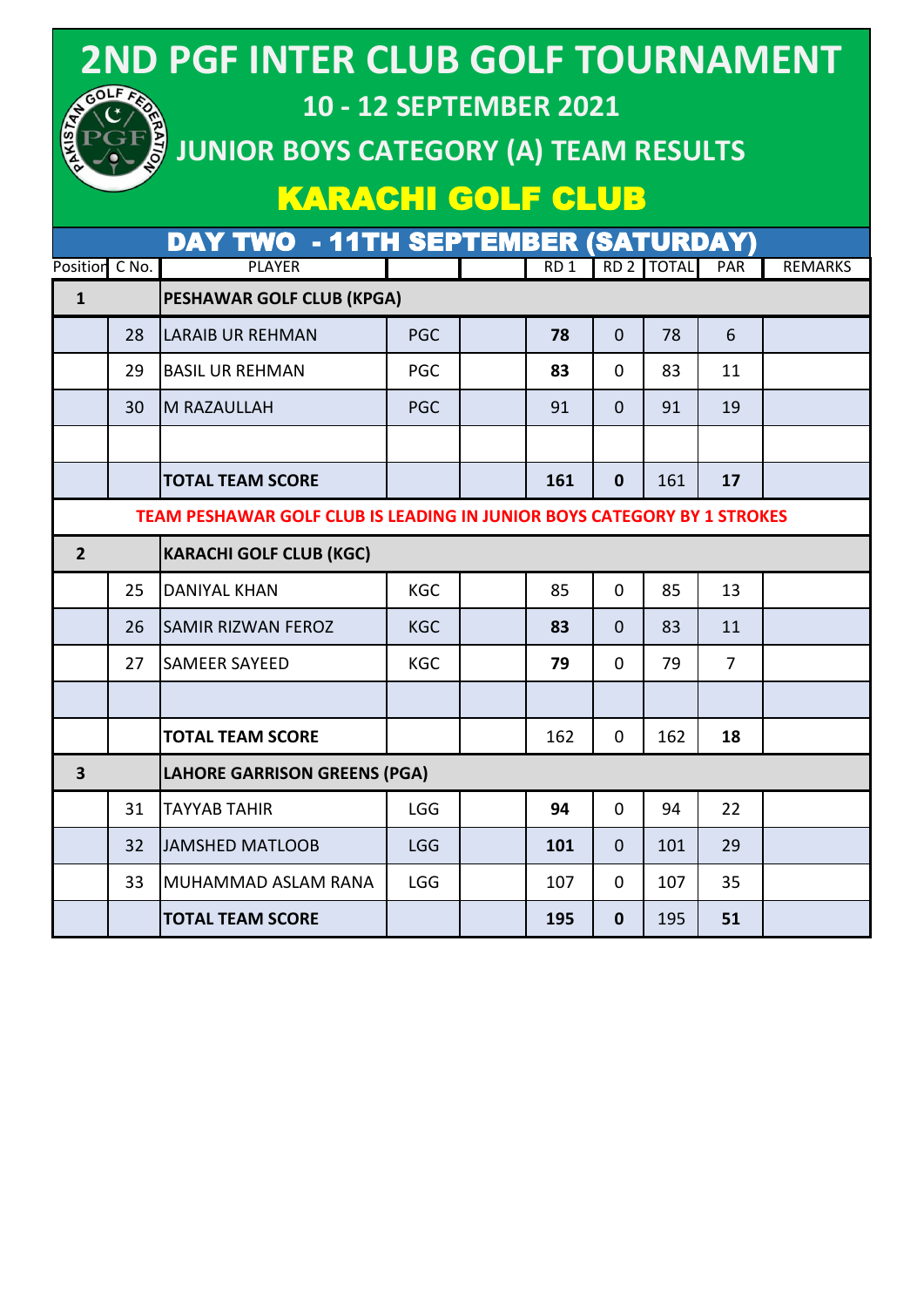# 2ND PGF INTER CLUB GOLF TOURNAMENT

## 10 - 12 SEPTEMBER 2021

## JUNIOR BOYS CATEGORY (A) TEAM RESULTS

## KARACHI GOLF CLUB

### DAY TWO - 11TH SEPTEMBER (SATURDAY)

| Position | C No. | PLAYER | | | RD 1 | RD 2 | TOTAL | PAR | REMARKS |
|---|---|---|---|---|---|---|---|---|---|
| **1** | | **PESHAWAR GOLF CLUB (KPGA)** | | | | | | | |
| | 28 | LARAIB UR REHMAN | PGC | | **78** | 0 | 78 | 6 | |
| | 29 | BASIL UR REHMAN | PGC | | **83** | 0 | 83 | 11 | |
| | 30 | M RAZAULLAH | PGC | | 91 | 0 | 91 | 19 | |
| | | | | | | | | | |
| | | **TOTAL TEAM SCORE** | | | **161** | **0** | 161 | **17** | |
| **TEAM PESHAWAR GOLF CLUB IS LEADING IN JUNIOR BOYS CATEGORY BY 1 STROKES** | | | | | | | | | |
| **2** | | **KARACHI GOLF CLUB (KGC)** | | | | | | | |
| | 25 | DANIYAL KHAN | KGC | | 85 | 0 | 85 | 13 | |
| | 26 | SAMIR RIZWAN FEROZ | KGC | | **83** | 0 | 83 | 11 | |
| | 27 | SAMEER SAYEED | KGC | | **79** | 0 | 79 | 7 | |
| | | | | | | | | | |
| | | **TOTAL TEAM SCORE** | | | 162 | 0 | 162 | **18** | |
| **3** | | **LAHORE GARRISON GREENS (PGA)** | | | | | | | |
| | 31 | TAYYAB TAHIR | LGG | | **94** | 0 | 94 | 22 | |
| | 32 | JAMSHED MATLOOB | LGG | | **101** | 0 | 101 | 29 | |
| | 33 | MUHAMMAD ASLAM RANA | LGG | | 107 | 0 | 107 | 35 | |
| | | **TOTAL TEAM SCORE** | | | **195** | **0** | 195 | **51** | |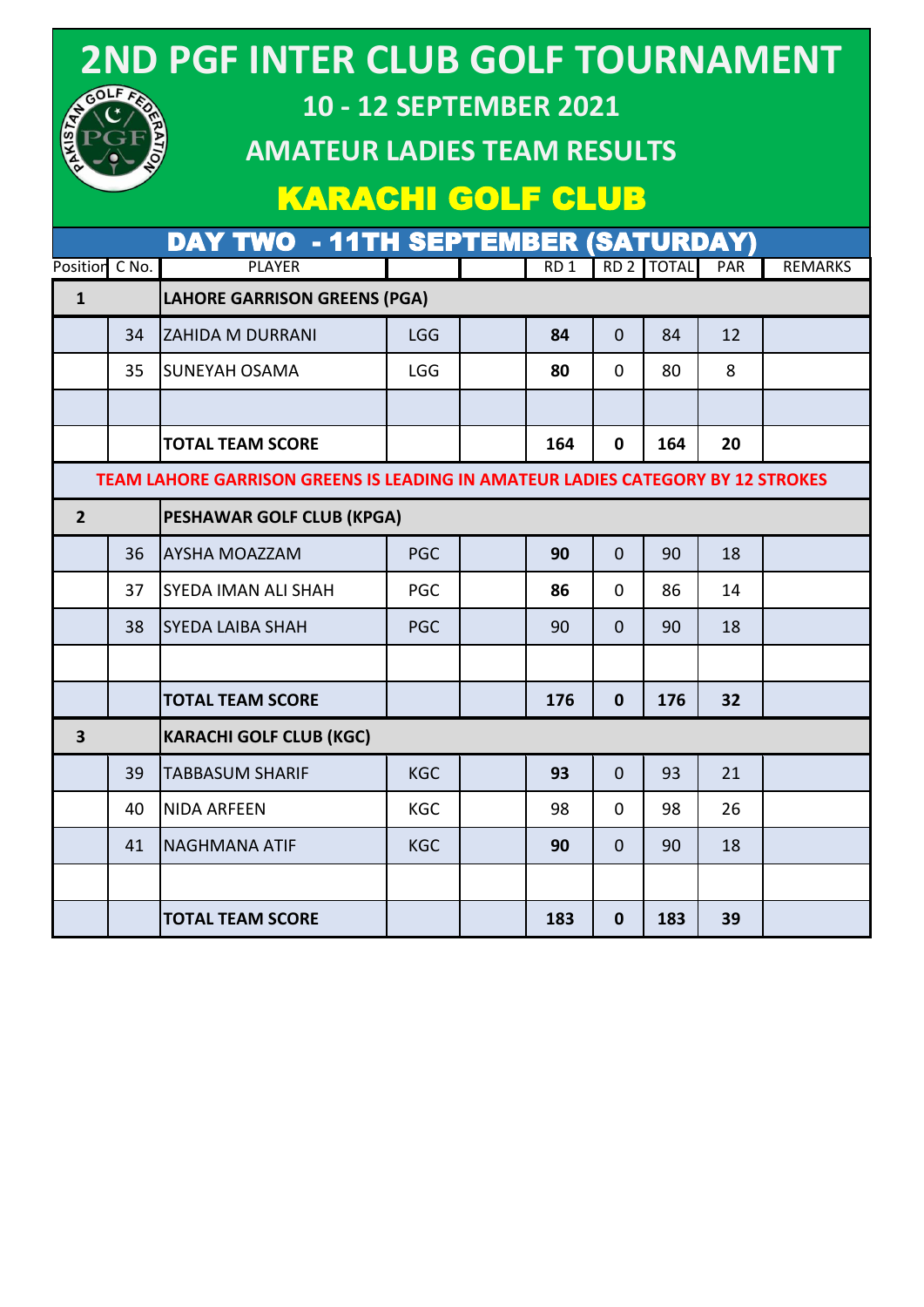# 2ND PGF INTER CLUB GOLF TOURNAMENT

## 10 - 12 SEPTEMBER 2021

## AMATEUR LADIES TEAM RESULTS

## KARACHI GOLF CLUB

### DAY TWO - 11TH SEPTEMBER (SATURDAY)

| Position | C No. | PLAYER | | | RD 1 | RD 2 | TOTAL | PAR | REMARKS |
|---|---|---|---|---|---|---|---|---|---|
| **1** | | **LAHORE GARRISON GREENS (PGA)** | | | | | | | |
| | 34 | ZAHIDA M DURRANI | LGG | | **84** | 0 | 84 | 12 | |
| | 35 | SUNEYAH OSAMA | LGG | | **80** | 0 | 80 | 8 | |
| | | | | | | | | | |
| | | **TOTAL TEAM SCORE** | | | **164** | **0** | **164** | **20** | |
| **TEAM LAHORE GARRISON GREENS IS LEADING IN AMATEUR LADIES CATEGORY BY 12 STROKES** | | | | | | | | | |
| **2** | | **PESHAWAR GOLF CLUB (KPGA)** | | | | | | | |
| | 36 | AYSHA MOAZZAM | PGC | | **90** | 0 | 90 | 18 | |
| | 37 | SYEDA IMAN ALI SHAH | PGC | | **86** | 0 | 86 | 14 | |
| | 38 | SYEDA LAIBA SHAH | PGC | | 90 | 0 | 90 | 18 | |
| | | | | | | | | | |
| | | **TOTAL TEAM SCORE** | | | **176** | **0** | **176** | **32** | |
| **3** | | **KARACHI GOLF CLUB (KGC)** | | | | | | | |
| | 39 | TABBASUM SHARIF | KGC | | **93** | 0 | 93 | 21 | |
| | 40 | NIDA ARFEEN | KGC | | 98 | 0 | 98 | 26 | |
| | 41 | NAGHMANA ATIF | KGC | | **90** | 0 | 90 | 18 | |
| | | | | | | | | | |
| | | **TOTAL TEAM SCORE** | | | **183** | **0** | **183** | **39** | |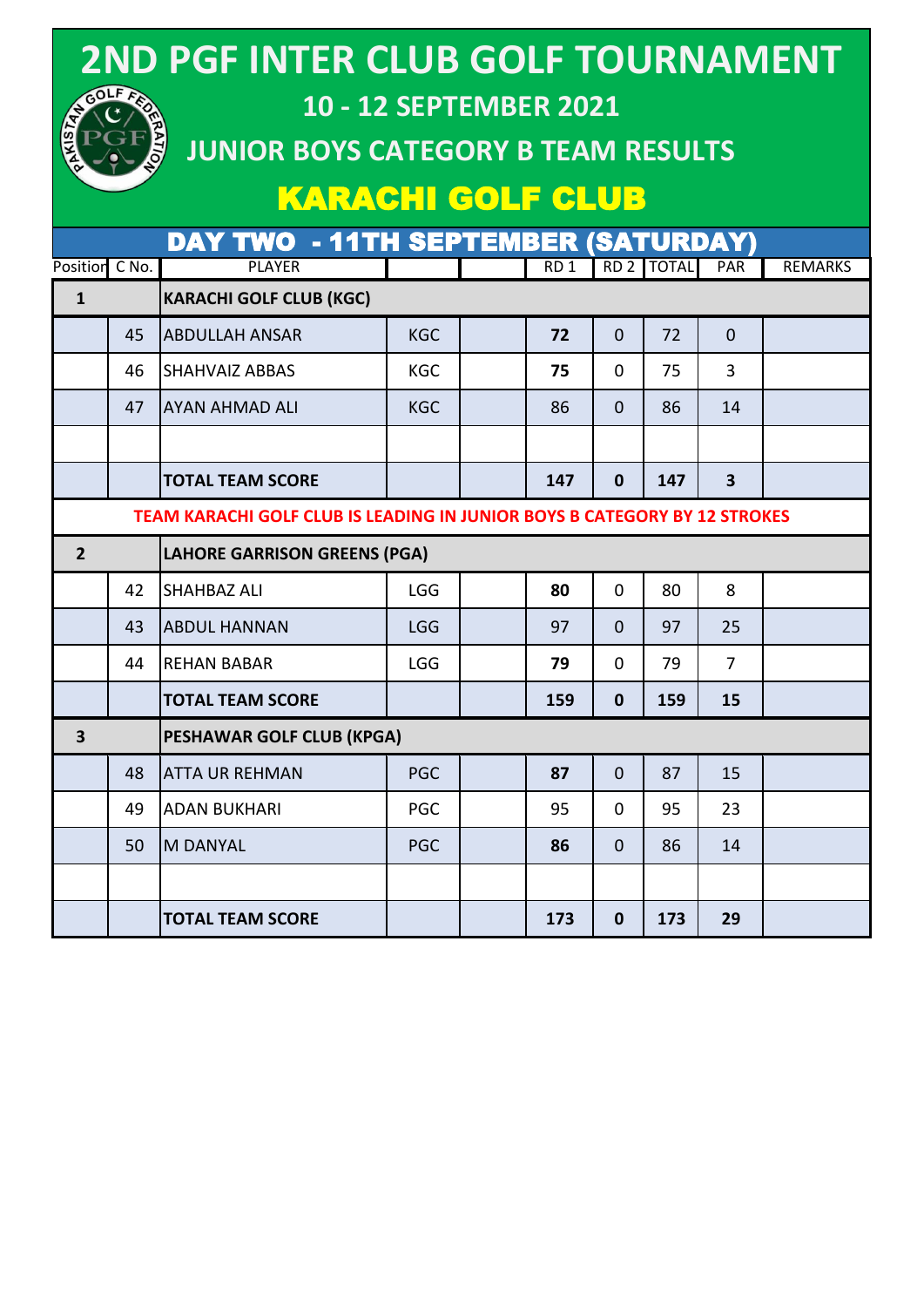# 2ND PGF INTER CLUB GOLF TOURNAMENT

## 10 - 12 SEPTEMBER 2021

## JUNIOR BOYS CATEGORY B TEAM RESULTS

## KARACHI GOLF CLUB

### DAY TWO - 11TH SEPTEMBER (SATURDAY)

| Position | C No. | PLAYER | | | RD 1 | RD 2 | TOTAL | PAR | REMARKS |
|---|---|---|---|---|---|---|---|---|---|
| **1** | | **KARACHI GOLF CLUB (KGC)** | | | | | | | |
| | 45 | ABDULLAH ANSAR | KGC | | **72** | 0 | 72 | 0 | |
| | 46 | SHAHVAIZ ABBAS | KGC | | **75** | 0 | 75 | 3 | |
| | 47 | AYAN AHMAD ALI | KGC | | 86 | 0 | 86 | 14 | |
| | | | | | | | | | |
| | | **TOTAL TEAM SCORE** | | | **147** | **0** | **147** | **3** | |
| **TEAM KARACHI GOLF CLUB IS LEADING IN JUNIOR BOYS B CATEGORY BY 12 STROKES** | | | | | | | | | |
| **2** | | **LAHORE GARRISON GREENS (PGA)** | | | | | | | |
| | 42 | SHAHBAZ ALI | LGG | | **80** | 0 | 80 | 8 | |
| | 43 | ABDUL HANNAN | LGG | | 97 | 0 | 97 | 25 | |
| | 44 | REHAN BABAR | LGG | | **79** | 0 | 79 | 7 | |
| | | **TOTAL TEAM SCORE** | | | **159** | **0** | **159** | **15** | |
| **3** | | **PESHAWAR GOLF CLUB (KPGA)** | | | | | | | |
| | 48 | ATTA UR REHMAN | PGC | | **87** | 0 | 87 | 15 | |
| | 49 | ADAN BUKHARI | PGC | | 95 | 0 | 95 | 23 | |
| | 50 | M DANYAL | PGC | | **86** | 0 | 86 | 14 | |
| | | | | | | | | | |
| | | **TOTAL TEAM SCORE** | | | **173** | **0** | **173** | **29** | |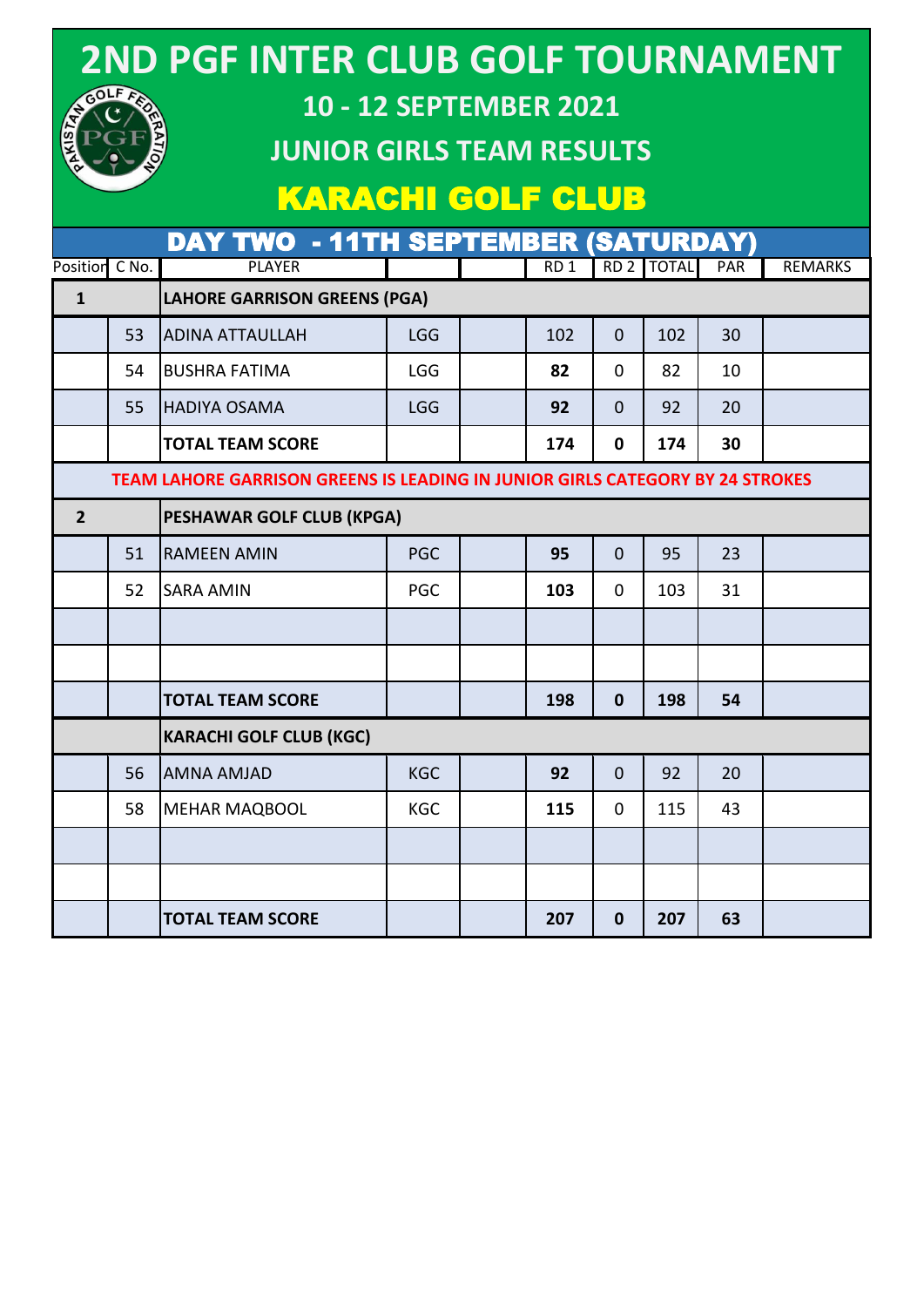# 2ND PGF INTER CLUB GOLF TOURNAMENT

## 10 - 12 SEPTEMBER 2021

## JUNIOR GIRLS TEAM RESULTS

## KARACHI GOLF CLUB

### DAY TWO - 11TH SEPTEMBER (SATURDAY)

| Position | C No. | PLAYER | | | RD 1 | RD 2 | TOTAL | PAR | REMARKS |
|---|---|---|---|---|---|---|---|---|---|
| **1** | | **LAHORE GARRISON GREENS (PGA)** | | | | | | | |
| | 53 | ADINA ATTAULLAH | LGG | | 102 | 0 | 102 | 30 | |
| | 54 | BUSHRA FATIMA | LGG | | **82** | 0 | 82 | 10 | |
| | 55 | HADIYA OSAMA | LGG | | **92** | 0 | 92 | 20 | |
| | | **TOTAL TEAM SCORE** | | | **174** | **0** | **174** | **30** | |
| | | **TEAM LAHORE GARRISON GREENS IS LEADING IN JUNIOR GIRLS CATEGORY BY 24 STROKES** | | | | | | | |
| **2** | | **PESHAWAR GOLF CLUB (KPGA)** | | | | | | | |
| | 51 | RAMEEN AMIN | PGC | | **95** | 0 | 95 | 23 | |
| | 52 | SARA AMIN | PGC | | **103** | 0 | 103 | 31 | |
| | | | | | | | | | |
| | | | | | | | | | |
| | | **TOTAL TEAM SCORE** | | | **198** | **0** | **198** | **54** | |
| | | **KARACHI GOLF CLUB (KGC)** | | | | | | | |
| | 56 | AMNA AMJAD | KGC | | **92** | 0 | 92 | 20 | |
| | 58 | MEHAR MAQBOOL | KGC | | **115** | 0 | 115 | 43 | |
| | | | | | | | | | |
| | | | | | | | | | |
| | | **TOTAL TEAM SCORE** | | | **207** | **0** | **207** | **63** | |